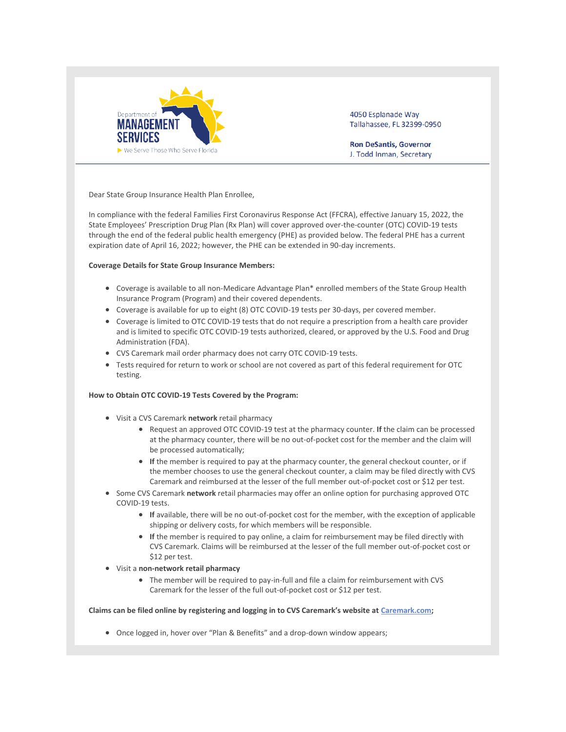Department of **MANAGEMENT SERVICES**
We Serve Those Who Serve Florida

4050 Esplanade Way
Tallahassee, FL 32399-0950

**Ron DeSantis, Governor**
J. Todd Inman, Secretary

Dear State Group Insurance Health Plan Enrollee,

In compliance with the federal Families First Coronavirus Response Act (FFCRA), effective January 15, 2022, the State Employees' Prescription Drug Plan (Rx Plan) will cover approved over-the-counter (OTC) COVID-19 tests through the end of the federal public health emergency (PHE) as provided below. The federal PHE has a current expiration date of April 16, 2022; however, the PHE can be extended in 90-day increments.

**Coverage Details for State Group Insurance Members:**

- Coverage is available to all non-Medicare Advantage Plan* enrolled members of the State Group Health Insurance Program (Program) and their covered dependents.
- Coverage is available for up to eight (8) OTC COVID-19 tests per 30-days, per covered member.
- Coverage is limited to OTC COVID-19 tests that do not require a prescription from a health care provider and is limited to specific OTC COVID-19 tests authorized, cleared, or approved by the U.S. Food and Drug Administration (FDA).
- CVS Caremark mail order pharmacy does not carry OTC COVID-19 tests.
- Tests required for return to work or school are not covered as part of this federal requirement for OTC testing.

**How to Obtain OTC COVID-19 Tests Covered by the Program:**

- Visit a CVS Caremark **network** retail pharmacy
  - Request an approved OTC COVID-19 test at the pharmacy counter. **If** the claim can be processed at the pharmacy counter, there will be no out-of-pocket cost for the member and the claim will be processed automatically;
  - **If** the member is required to pay at the pharmacy counter, the general checkout counter, or if the member chooses to use the general checkout counter, a claim may be filed directly with CVS Caremark and reimbursed at the lesser of the full member out-of-pocket cost or $12 per test.
- Some CVS Caremark **network** retail pharmacies may offer an online option for purchasing approved OTC COVID-19 tests.
  - **If** available, there will be no out-of-pocket cost for the member, with the exception of applicable shipping or delivery costs, for which members will be responsible.
  - **If** the member is required to pay online, a claim for reimbursement may be filed directly with CVS Caremark. Claims will be reimbursed at the lesser of the full member out-of-pocket cost or $12 per test.
- Visit a **non-network retail pharmacy**
  - The member will be required to pay-in-full and file a claim for reimbursement with CVS Caremark for the lesser of the full out-of-pocket cost or $12 per test.

**Claims can be filed online by registering and logging in to CVS Caremark's website at [Caremark.com](Caremark.com);**

- Once logged in, hover over "Plan & Benefits" and a drop-down window appears;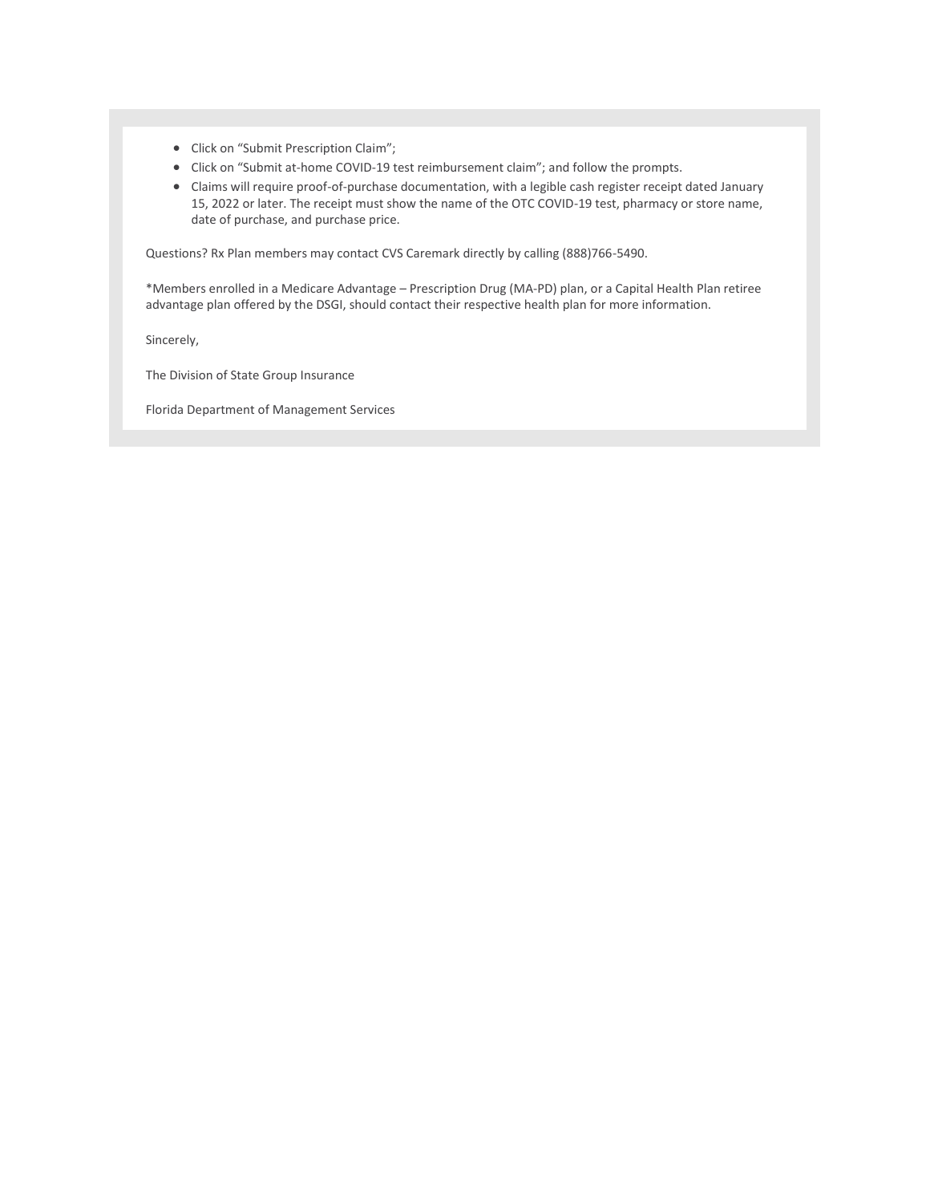- Click on "Submit Prescription Claim";
- Click on "Submit at-home COVID-19 test reimbursement claim"; and follow the prompts.
- Claims will require proof-of-purchase documentation, with a legible cash register receipt dated January 15, 2022 or later. The receipt must show the name of the OTC COVID-19 test, pharmacy or store name, date of purchase, and purchase price.

Questions? Rx Plan members may contact CVS Caremark directly by calling (888)766-5490.

*Members enrolled in a Medicare Advantage – Prescription Drug (MA-PD) plan, or a Capital Health Plan retiree advantage plan offered by the DSGI, should contact their respective health plan for more information.

Sincerely,

The Division of State Group Insurance

Florida Department of Management Services